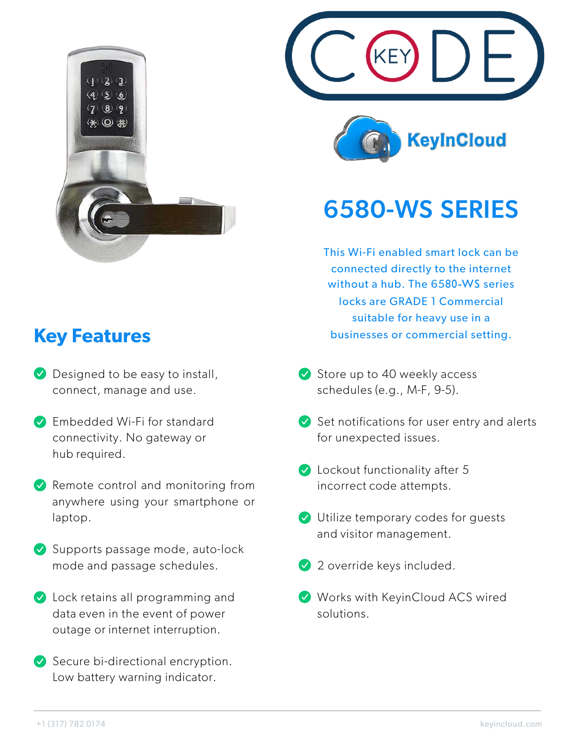# 6580-WS SERIES

This Wi-Fi enabled smart lock can be connected directly to the internet without a hub. The 6580-WS series locks are GRADE 1 Commercial suitable for heavy use in a businesses or commercial setting.

## Key Features

- Designed to be easy to install, connect, manage and use.
- Embedded Wi-Fi for standard connectivity. No gateway or hub required.
- Remote control and monitoring from anywhere using your smartphone or laptop.
- Supports passage mode, auto-lock mode and passage schedules.
- Lock retains all programming and data even in the event of power outage or internet interruption.
- Secure bi-directional encryption. Low battery warning indicator.
- Store up to 40 weekly access schedules (e.g., M-F, 9-5).
- Set notifications for user entry and alerts for unexpected issues.
- Lockout functionality after 5 incorrect code attempts.
- Utilize temporary codes for guests and visitor management.
- 2 override keys included.
- Works with KeyinCloud ACS wired solutions.

+1 (317) 782 0174 keyincloud.com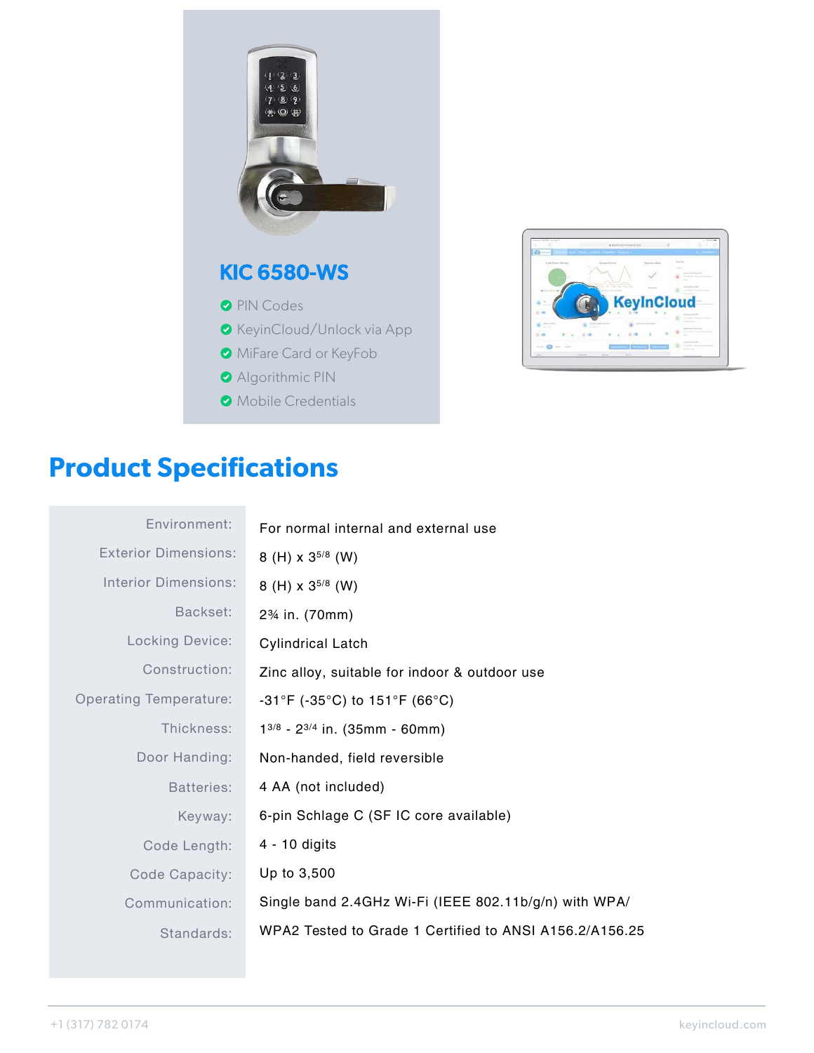## KIC 6580-WS

- PIN Codes
- KeyinCloud/Unlock via App
- MiFare Card or KeyFob
- Algorithmic PIN
- Mobile Credentials

KeyInCloud

# Product Specifications

| | |
|---|---|
| Environment: | For normal internal and external use |
| Exterior Dimensions: | 8 (H) x 3$^{5/8}$ (W) |
| Interior Dimensions: | 8 (H) x 3$^{5/8}$ (W) |
| Backset: | 2¾ in. (70mm) |
| Locking Device: | Cylindrical Latch |
| Construction: | Zinc alloy, suitable for indoor & outdoor use |
| Operating Temperature: | -31°F (-35°C) to 151°F (66°C) |
| Thickness: | 1$^{3/8}$ - 2$^{3/4}$ in. (35mm - 60mm) |
| Door Handing: | Non-handed, field reversible |
| Batteries: | 4 AA (not included) |
| Keyway: | 6-pin Schlage C (SF IC core available) |
| Code Length: | 4 - 10 digits |
| Code Capacity: | Up to 3,500 |
| Communication: | Single band 2.4GHz Wi-Fi (IEEE 802.11b/g/n) with WPA/ |
| Standards: | WPA2 Tested to Grade 1 Certified to ANSI A156.2/A156.25 |

+1 (317) 782 0174

keyincloud.com